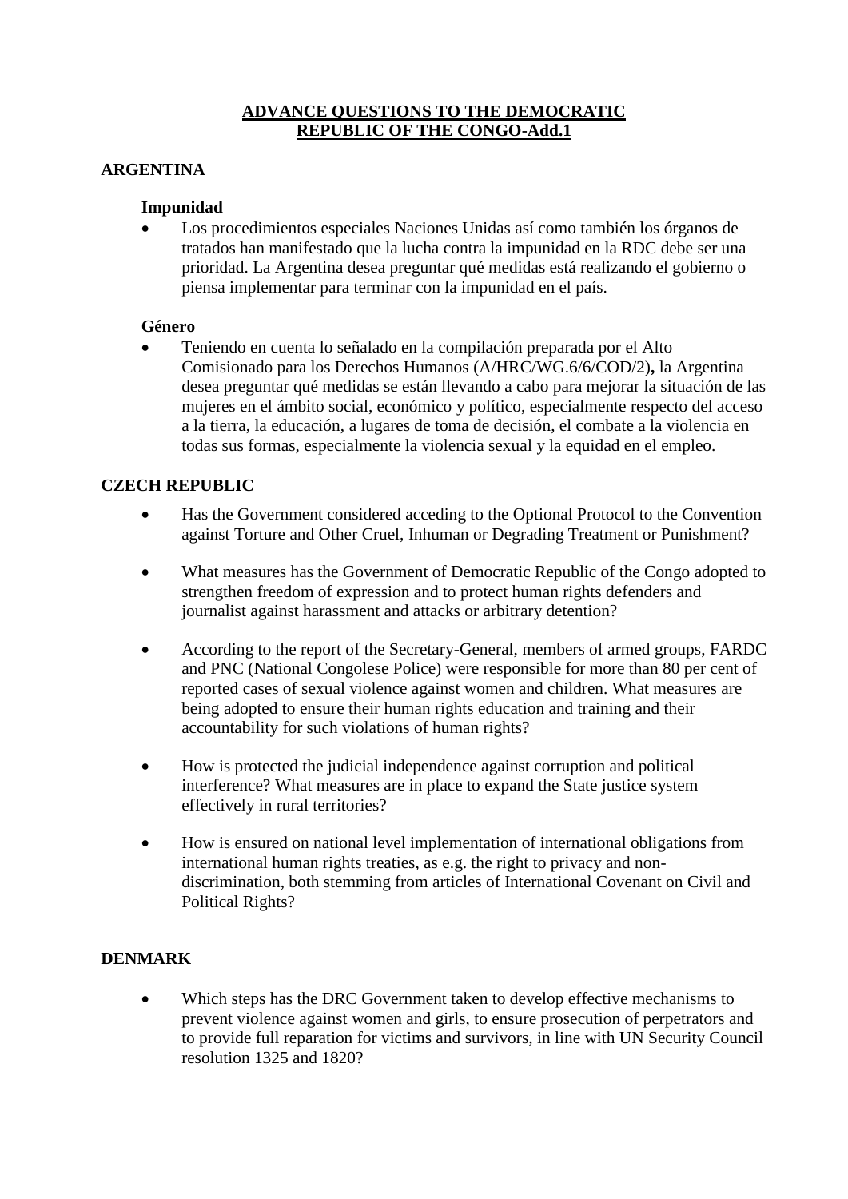# ADVANCE QUESTIONS TO THE DEMOCRATIC REPUBLIC OF THE CONGO-Add.1

## ARGENTINA

### Impunidad

- Los procedimientos especiales Naciones Unidas así como también los órganos de tratados han manifestado que la lucha contra la impunidad en la RDC debe ser una prioridad. La Argentina desea preguntar qué medidas está realizando el gobierno o piensa implementar para terminar con la impunidad en el país.

### Género

- Teniendo en cuenta lo señalado en la compilación preparada por el Alto Comisionado para los Derechos Humanos (A/HRC/WG.6/6/COD/2)**,** la Argentina desea preguntar qué medidas se están llevando a cabo para mejorar la situación de las mujeres en el ámbito social, económico y político, especialmente respecto del acceso a la tierra, la educación, a lugares de toma de decisión, el combate a la violencia en todas sus formas, especialmente la violencia sexual y la equidad en el empleo.

## CZECH REPUBLIC

- Has the Government considered acceding to the Optional Protocol to the Convention against Torture and Other Cruel, Inhuman or Degrading Treatment or Punishment?

- What measures has the Government of Democratic Republic of the Congo adopted to strengthen freedom of expression and to protect human rights defenders and journalist against harassment and attacks or arbitrary detention?

- According to the report of the Secretary-General, members of armed groups, FARDC and PNC (National Congolese Police) were responsible for more than 80 per cent of reported cases of sexual violence against women and children. What measures are being adopted to ensure their human rights education and training and their accountability for such violations of human rights?

- How is protected the judicial independence against corruption and political interference? What measures are in place to expand the State justice system effectively in rural territories?

- How is ensured on national level implementation of international obligations from international human rights treaties, as e.g. the right to privacy and non-discrimination, both stemming from articles of International Covenant on Civil and Political Rights?

## DENMARK

- Which steps has the DRC Government taken to develop effective mechanisms to prevent violence against women and girls, to ensure prosecution of perpetrators and to provide full reparation for victims and survivors, in line with UN Security Council resolution 1325 and 1820?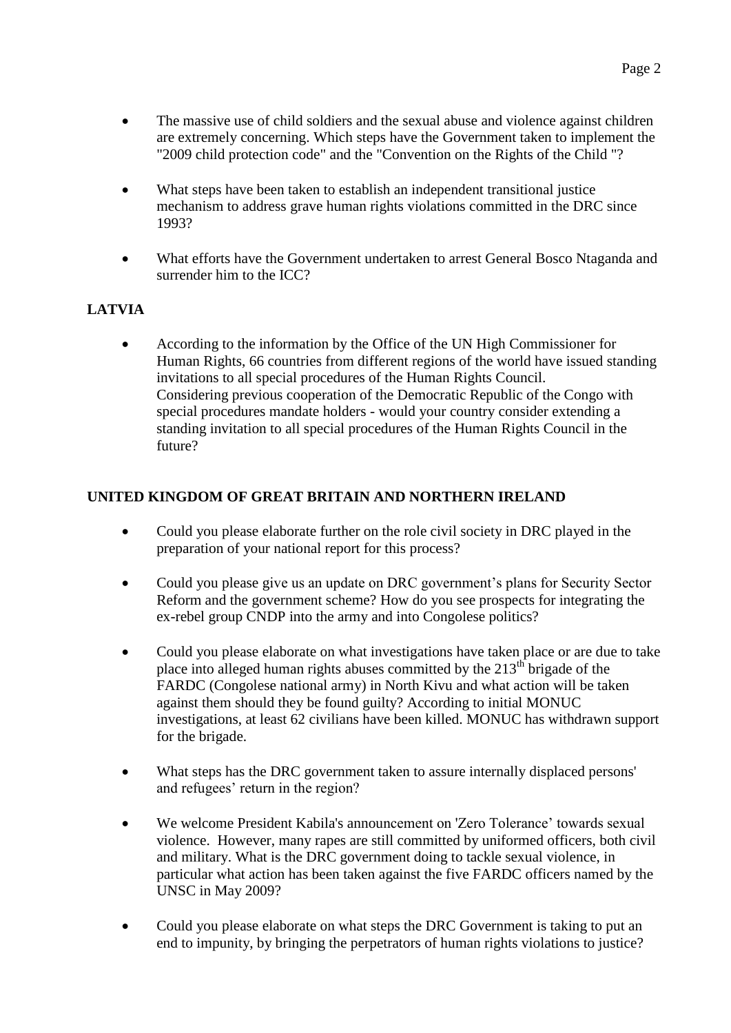- The massive use of child soldiers and the sexual abuse and violence against children are extremely concerning. Which steps have the Government taken to implement the "2009 child protection code" and the "Convention on the Rights of the Child "?

- What steps have been taken to establish an independent transitional justice mechanism to address grave human rights violations committed in the DRC since 1993?

- What efforts have the Government undertaken to arrest General Bosco Ntaganda and surrender him to the ICC?

**LATVIA**

- According to the information by the Office of the UN High Commissioner for Human Rights, 66 countries from different regions of the world have issued standing invitations to all special procedures of the Human Rights Council.
  Considering previous cooperation of the Democratic Republic of the Congo with special procedures mandate holders - would your country consider extending a standing invitation to all special procedures of the Human Rights Council in the future?

**UNITED KINGDOM OF GREAT BRITAIN AND NORTHERN IRELAND**

- Could you please elaborate further on the role civil society in DRC played in the preparation of your national report for this process?

- Could you please give us an update on DRC government's plans for Security Sector Reform and the government scheme? How do you see prospects for integrating the ex-rebel group CNDP into the army and into Congolese politics?

- Could you please elaborate on what investigations have taken place or are due to take place into alleged human rights abuses committed by the 213th brigade of the FARDC (Congolese national army) in North Kivu and what action will be taken against them should they be found guilty? According to initial MONUC investigations, at least 62 civilians have been killed. MONUC has withdrawn support for the brigade.

- What steps has the DRC government taken to assure internally displaced persons' and refugees' return in the region?

- We welcome President Kabila's announcement on 'Zero Tolerance' towards sexual violence. However, many rapes are still committed by uniformed officers, both civil and military. What is the DRC government doing to tackle sexual violence, in particular what action has been taken against the five FARDC officers named by the UNSC in May 2009?

- Could you please elaborate on what steps the DRC Government is taking to put an end to impunity, by bringing the perpetrators of human rights violations to justice?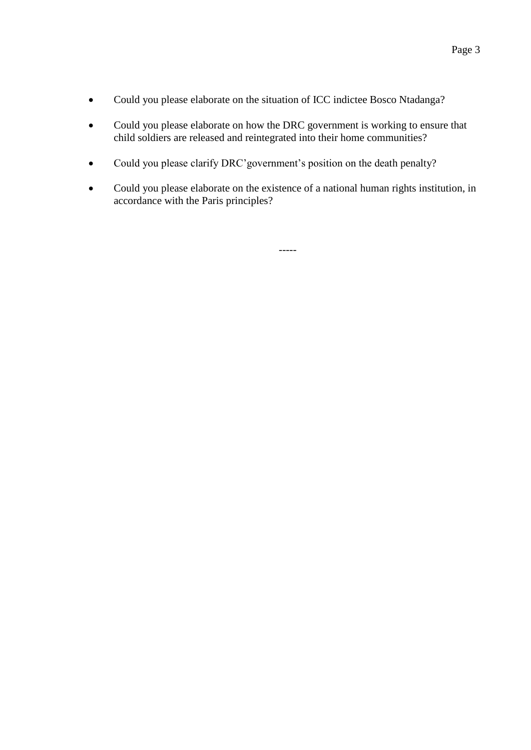- Could you please elaborate on the situation of ICC indictee Bosco Ntadanga?
- Could you please elaborate on how the DRC government is working to ensure that child soldiers are released and reintegrated into their home communities?
- Could you please clarify DRC'government's position on the death penalty?
- Could you please elaborate on the existence of a national human rights institution, in accordance with the Paris principles?

-----